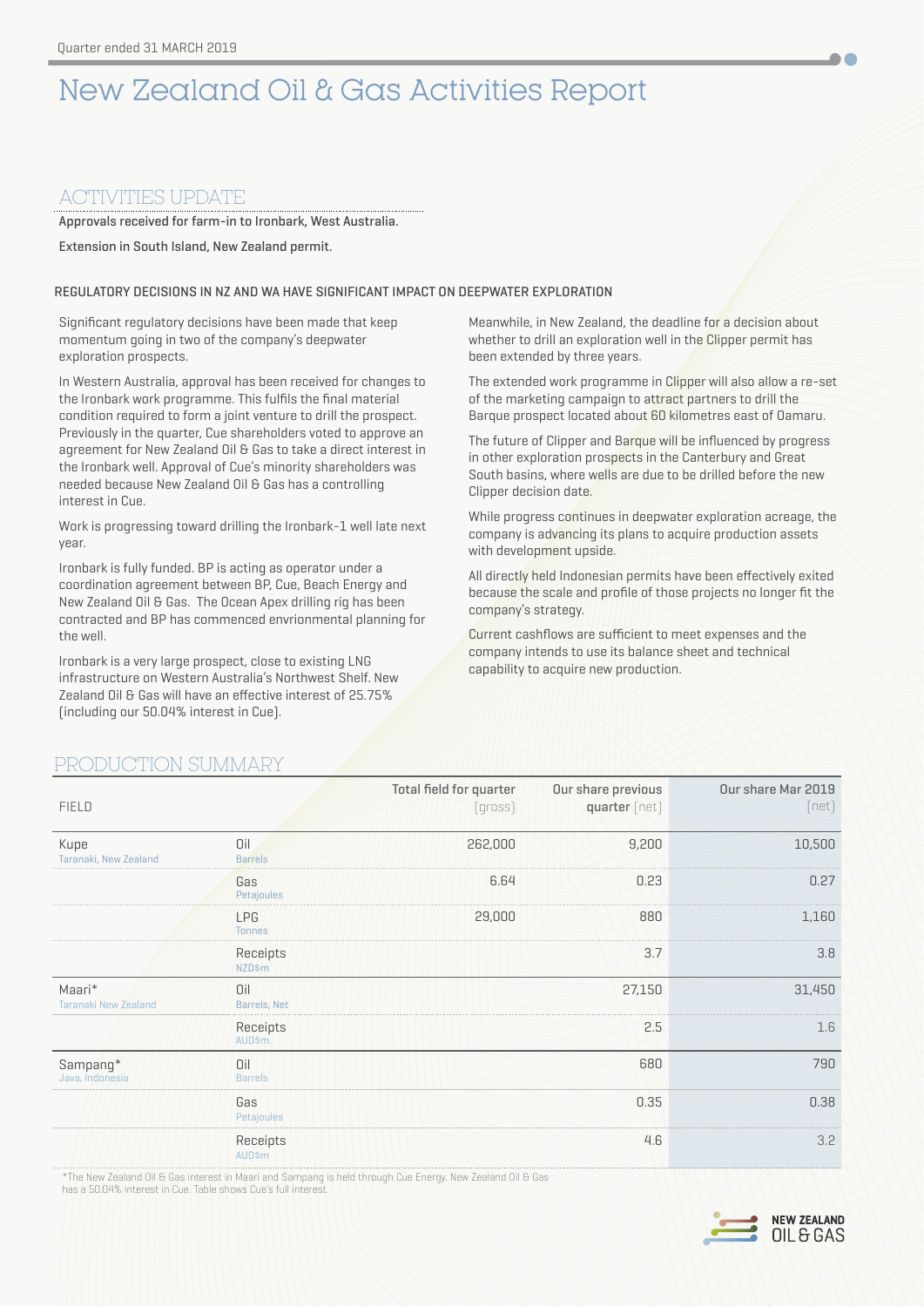Quarter ended 31 MARCH 2019

# New Zealand Oil & Gas Activities Report

## ACTIVITIES UPDATE

**Approvals received for farm-in to Ironbark, West Australia.**

**Extension in South Island, New Zealand permit.**

### REGULATORY DECISIONS IN NZ AND WA HAVE SIGNIFICANT IMPACT ON DEEPWATER EXPLORATION

Significant regulatory decisions have been made that keep momentum going in two of the company's deepwater exploration prospects.

In Western Australia, approval has been received for changes to the Ironbark work programme. This fulfils the final material condition required to form a joint venture to drill the prospect. Previously in the quarter, Cue shareholders voted to approve an agreement for New Zealand Oil & Gas to take a direct interest in the Ironbark well. Approval of Cue's minority shareholders was needed because New Zealand Oil & Gas has a controlling interest in Cue.

Work is progressing toward drilling the Ironbark-1 well late next year.

Ironbark is fully funded. BP is acting as operator under a coordination agreement between BP, Cue, Beach Energy and New Zealand Oil & Gas. The Ocean Apex drilling rig has been contracted and BP has commenced envrionmental planning for the well.

Ironbark is a very large prospect, close to existing LNG infrastructure on Western Australia's Northwest Shelf. New Zealand Oil & Gas will have an effective interest of 25.75% (including our 50.04% interest in Cue).

Meanwhile, in New Zealand, the deadline for a decision about whether to drill an exploration well in the Clipper permit has been extended by three years.

The extended work programme in Clipper will also allow a re-set of the marketing campaign to attract partners to drill the Barque prospect located about 60 kilometres east of Oamaru.

The future of Clipper and Barque will be influenced by progress in other exploration prospects in the Canterbury and Great South basins, where wells are due to be drilled before the new Clipper decision date.

While progress continues in deepwater exploration acreage, the company is advancing its plans to acquire production assets with development upside.

All directly held Indonesian permits have been effectively exited because the scale and profile of those projects no longer fit the company's strategy.

Current cashflows are sufficient to meet expenses and the company intends to use its balance sheet and technical capability to acquire new production.

## PRODUCTION SUMMARY

| FIELD | | Total field for quarter (gross) | Our share previous quarter (net) | Our share Mar 2019 (net) |
|---|---|---|---|---|
| Kupe (Taranaki, New Zealand) | Oil (Barrels) | 262,000 | 9,200 | 10,500 |
| | Gas (Petajoules) | 6.64 | 0.23 | 0.27 |
| | LPG (Tonnes) | 29,000 | 880 | 1,160 |
| | Receipts (NZD$m) | | 3.7 | 3.8 |
| Maari* (Taranaki New Zealand) | Oil (Barrels, Net) | | 27,150 | 31,450 |
| | Receipts (AUD$m.) | | 2.5 | 1.6 |
| Sampang* (Java, Indonesia) | Oil (Barrels) | | 680 | 790 |
| | Gas (Petajoules) | | 0.35 | 0.38 |
| | Receipts (AUD$m) | | 4.6 | 3.2 |

*The New Zealand Oil & Gas interest in Maari and Sampang is held through Cue Energy. New Zealand Oil & Gas has a 50.04% interest in Cue. Table shows Cue's full interest.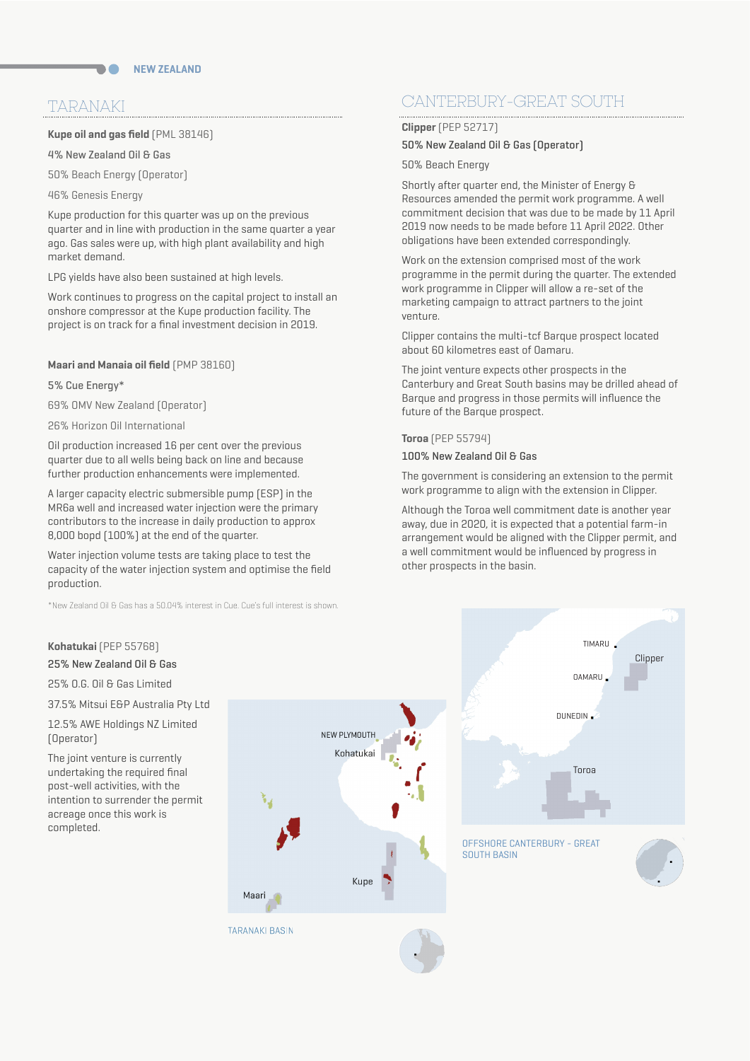## TARANAKI

**Kupe oil and gas field** [PML 38146]

4% New Zealand Oil & Gas

50% Beach Energy (Operator)

46% Genesis Energy

Kupe production for this quarter was up on the previous quarter and in line with production in the same quarter a year ago. Gas sales were up, with high plant availability and high market demand.

LPG yields have also been sustained at high levels.

Work continues to progress on the capital project to install an onshore compressor at the Kupe production facility. The project is on track for a final investment decision in 2019.

**Maari and Manaia oil field** [PMP 38160]

5% Cue Energy*

69% OMV New Zealand (Operator)

26% Horizon Oil International

Oil production increased 16 per cent over the previous quarter due to all wells being back on line and because further production enhancements were implemented.

A larger capacity electric submersible pump (ESP) in the MR6a well and increased water injection were the primary contributors to the increase in daily production to approx 8,000 bopd (100%) at the end of the quarter.

Water injection volume tests are taking place to test the capacity of the water injection system and optimise the field production.

*New Zealand Oil & Gas has a 50.04% interest in Cue. Cue's full interest is shown.

**Kohatukai** [PEP 55768]

25% New Zealand Oil & Gas

25% O.G. Oil & Gas Limited

37.5% Mitsui E&P Australia Pty Ltd

12.5% AWE Holdings NZ Limited (Operator)

The joint venture is currently undertaking the required final post-well activities, with the intention to surrender the permit acreage once this work is completed.

NEW PLYMOUTH
Kohatukai
Kupe
Maari

TARANAKI BASIN

## CANTERBURY-GREAT SOUTH

**Clipper** [PEP 52717]

50% New Zealand Oil & Gas (Operator)

50% Beach Energy

Shortly after quarter end, the Minister of Energy & Resources amended the permit work programme. A well commitment decision that was due to be made by 11 April 2019 now needs to be made before 11 April 2022. Other obligations have been extended correspondingly.

Work on the extension comprised most of the work programme in the permit during the quarter. The extended work programme in Clipper will allow a re-set of the marketing campaign to attract partners to the joint venture.

Clipper contains the multi-tcf Barque prospect located about 60 kilometres east of Oamaru.

The joint venture expects other prospects in the Canterbury and Great South basins may be drilled ahead of Barque and progress in those permits will influence the future of the Barque prospect.

**Toroa** [PEP 55794]

100% New Zealand Oil & Gas

The government is considering an extension to the permit work programme to align with the extension in Clipper.

Although the Toroa well commitment date is another year away, due in 2020, it is expected that a potential farm-in arrangement would be aligned with the Clipper permit, and a well commitment would be influenced by progress in other prospects in the basin.

TIMARU
Clipper
OAMARU
DUNEDIN
Toroa

OFFSHORE CANTERBURY - GREAT SOUTH BASIN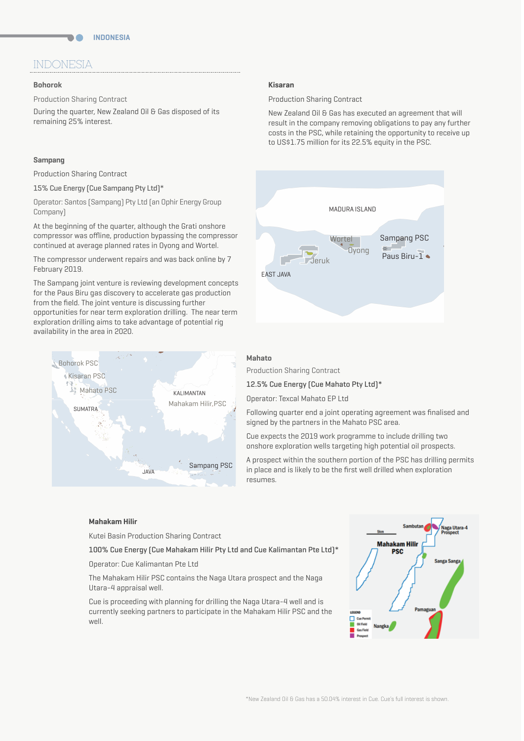# INDONESIA

### Bohorok

Production Sharing Contract

During the quarter, New Zealand Oil & Gas disposed of its remaining 25% interest.

### Kisaran

Production Sharing Contract

New Zealand Oil & Gas has executed an agreement that will result in the company removing obligations to pay any further costs in the PSC, while retaining the opportunity to receive up to US$1.75 million for its 22.5% equity in the PSC.

### Sampang

Production Sharing Contract

15% Cue Energy (Cue Sampang Pty Ltd)*

Operator: Santos (Sampang) Pty Ltd (an Ophir Energy Group Company)

At the beginning of the quarter, although the Grati onshore compressor was offline, production bypassing the compressor continued at average planned rates in Oyong and Wortel.

The compressor underwent repairs and was back online by 7 February 2019.

The Sampang joint venture is reviewing development concepts for the Paus Biru gas discovery to accelerate gas production from the field. The joint venture is discussing further opportunities for near term exploration drilling. The near term exploration drilling aims to take advantage of potential rig availability in the area in 2020.

### Mahato

Production Sharing Contract

12.5% Cue Energy (Cue Mahato Pty Ltd)*

Operator: Texcal Mahato EP Ltd

Following quarter end a joint operating agreement was finalised and signed by the partners in the Mahato PSC area.

Cue expects the 2019 work programme to include drilling two onshore exploration wells targeting high potential oil prospects.

A prospect within the southern portion of the PSC has drilling permits in place and is likely to be the first well drilled when exploration resumes.

### Mahakam Hilir

Kutei Basin Production Sharing Contract

100% Cue Energy (Cue Mahakam Hilir Pty Ltd and Cue Kalimantan Pte Ltd)*

Operator: Cue Kalimantan Pte Ltd

The Mahakam Hilir PSC contains the Naga Utara prospect and the Naga Utara-4 appraisal well.

Cue is proceeding with planning for drilling the Naga Utara-4 well and is currently seeking partners to participate in the Mahakam Hilir PSC and the well.

*New Zealand Oil & Gas has a 50.04% interest in Cue. Cue's full interest is shown.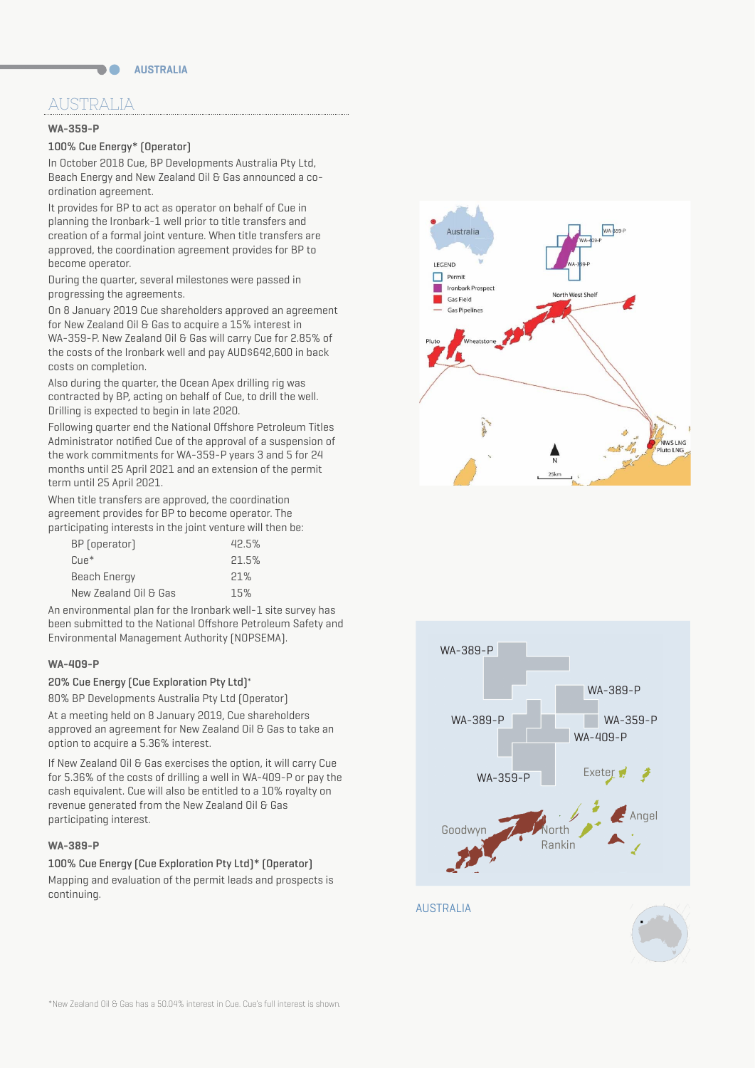# AUSTRALIA

### WA-359-P

100% Cue Energy* (Operator)

In October 2018 Cue, BP Developments Australia Pty Ltd, Beach Energy and New Zealand Oil & Gas announced a co-ordination agreement.

It provides for BP to act as operator on behalf of Cue in planning the Ironbark-1 well prior to title transfers and creation of a formal joint venture. When title transfers are approved, the coordination agreement provides for BP to become operator.

During the quarter, several milestones were passed in progressing the agreements.

On 8 January 2019 Cue shareholders approved an agreement for New Zealand Oil & Gas to acquire a 15% interest in WA-359-P. New Zealand Oil & Gas will carry Cue for 2.85% of the costs of the Ironbark well and pay AUD$642,600 in back costs on completion.

Also during the quarter, the Ocean Apex drilling rig was contracted by BP, acting on behalf of Cue, to drill the well. Drilling is expected to begin in late 2020.

Following quarter end the National Offshore Petroleum Titles Administrator notified Cue of the approval of a suspension of the work commitments for WA-359-P years 3 and 5 for 24 months until 25 April 2021 and an extension of the permit term until 25 April 2021.

When title transfers are approved, the coordination agreement provides for BP to become operator. The participating interests in the joint venture will then be:

| | |
|---|---|
| BP (operator) | 42.5% |
| Cue* | 21.5% |
| Beach Energy | 21% |
| New Zealand Oil & Gas | 15% |

An environmental plan for the Ironbark well-1 site survey has been submitted to the National Offshore Petroleum Safety and Environmental Management Authority (NOPSEMA).

### WA-409-P

20% Cue Energy (Cue Exploration Pty Ltd)*

80% BP Developments Australia Pty Ltd (Operator)

At a meeting held on 8 January 2019, Cue shareholders approved an agreement for New Zealand Oil & Gas to take an option to acquire a 5.36% interest.

If New Zealand Oil & Gas exercises the option, it will carry Cue for 5.36% of the costs of drilling a well in WA-409-P or pay the cash equivalent. Cue will also be entitled to a 10% royalty on revenue generated from the New Zealand Oil & Gas participating interest.

### WA-389-P

100% Cue Energy (Cue Exploration Pty Ltd)* (Operator)

Mapping and evaluation of the permit leads and prospects is continuing.

*New Zealand Oil & Gas has a 50.04% interest in Cue. Cue's full interest is shown.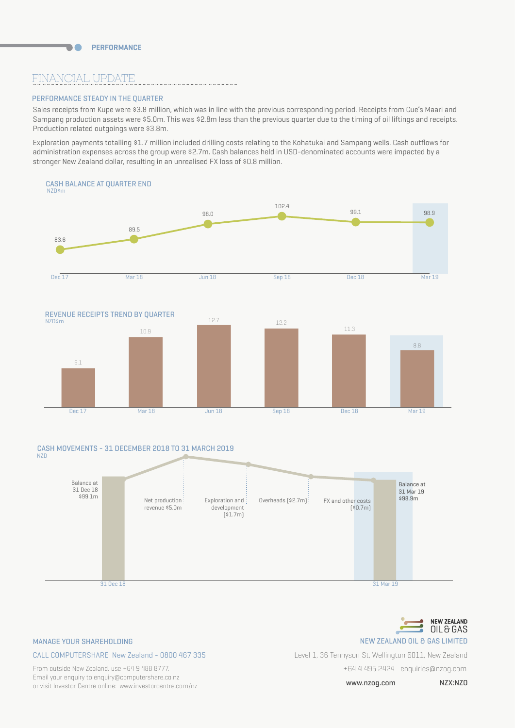PERFORMANCE

## FINANCIAL UPDATE

### PERFORMANCE STEADY IN THE QUARTER

Sales receipts from Kupe were $3.8 million, which was in line with the previous corresponding period. Receipts from Cue's Maari and Sampang production assets were $5.0m. This was $2.8m less than the previous quarter due to the timing of oil liftings and receipts. Production related outgoings were $3.8m.

Exploration payments totalling $1.7 million included drilling costs relating to the Kohatukai and Sampang wells. Cash outflows for administration expenses across the group were $2.7m. Cash balances held in USD-denominated accounts were impacted by a stronger New Zealand dollar, resulting in an unrealised FX loss of $0.8 million.

### CASH BALANCE AT QUARTER END

NZD$m

83.6
89.5
98.0
102.4
99.1
98.9

Dec 17
Mar 18
Jun 18
Sep 18
Dec 18
Mar 19

### REVENUE RECEIPTS TREND BY QUARTER

NZD$m

6.1
10.9
12.7
12.2
11.3
8.8

Dec 17
Mar 18
Jun 18
Sep 18
Dec 18
Mar 19

### CASH MOVEMENTS – 31 DECEMBER 2018 TO 31 MARCH 2019

NZD

Balance at 31 Dec 18 $99.1m
Net production revenue $5.0m
Exploration and development ($1.7m)
Overheads ($2.7m)
FX and other costs ($0.7m)
Balance at 31 Mar 19 $98.9m

31 Dec 18
31 Mar 19

### MANAGE YOUR SHAREHOLDING

CALL COMPUTERSHARE New Zealand – 0800 467 335

From outside New Zealand, use +64 9 488 8777.
Email your enquiry to enquiry@computershare.co.nz
or visit Investor Centre online: www.investorcentre.com/nz

NEW ZEALAND OIL & GAS

NEW ZEALAND OIL & GAS LIMITED

Level 1, 36 Tennyson St, Wellington 6011, New Zealand

+64 4 495 2424 enquiries@nzog.com

www.nzog.com NZX:NZO